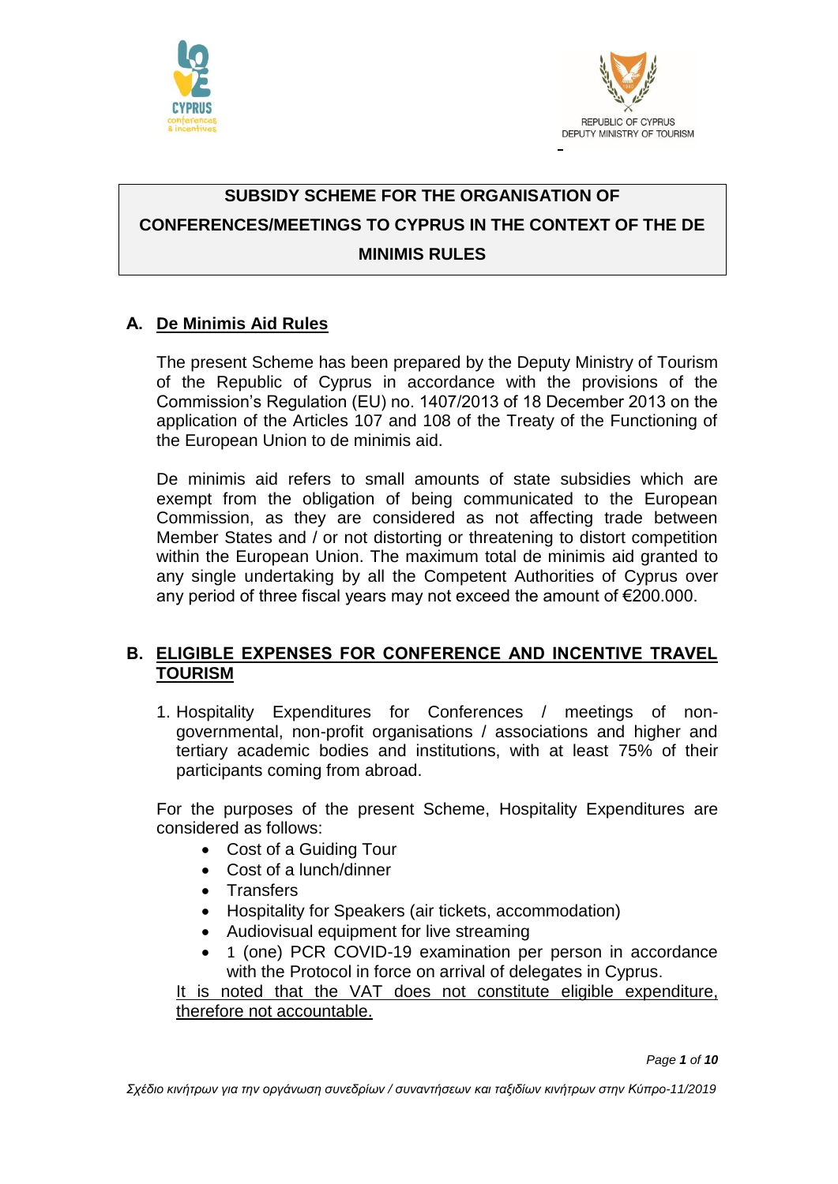REPUBLIC OF CYPRUS
DEPUTY MINISTRY OF TOURISM

# SUBSIDY SCHEME FOR THE ORGANISATION OF CONFERENCES/MEETINGS TO CYPRUS IN THE CONTEXT OF THE DE MINIMIS RULES

## A. De Minimis Aid Rules

The present Scheme has been prepared by the Deputy Ministry of Tourism of the Republic of Cyprus in accordance with the provisions of the Commission's Regulation (EU) no. 1407/2013 of 18 December 2013 on the application of the Articles 107 and 108 of the Treaty of the Functioning of the European Union to de minimis aid.

De minimis aid refers to small amounts of state subsidies which are exempt from the obligation of being communicated to the European Commission, as they are considered as not affecting trade between Member States and / or not distorting or threatening to distort competition within the European Union. The maximum total de minimis aid granted to any single undertaking by all the Competent Authorities of Cyprus over any period of three fiscal years may not exceed the amount of €200.000.

## B. ELIGIBLE EXPENSES FOR CONFERENCE AND INCENTIVE TRAVEL TOURISM

1. Hospitality Expenditures for Conferences / meetings of non-governmental, non-profit organisations / associations and higher and tertiary academic bodies and institutions, with at least 75% of their participants coming from abroad.

For the purposes of the present Scheme, Hospitality Expenditures are considered as follows:

- Cost of a Guiding Tour
- Cost of a lunch/dinner
- Transfers
- Hospitality for Speakers (air tickets, accommodation)
- Audiovisual equipment for live streaming
- 1 (one) PCR COVID-19 examination per person in accordance with the Protocol in force on arrival of delegates in Cyprus.

<u>It is noted that the VAT does not constitute eligible expenditure, therefore not accountable.</u>

*Σχέδιο κινήτρων για την οργάνωση συνεδρίων / συναντήσεων και ταξιδίων κινήτρων στην Κύπρο-11/2019*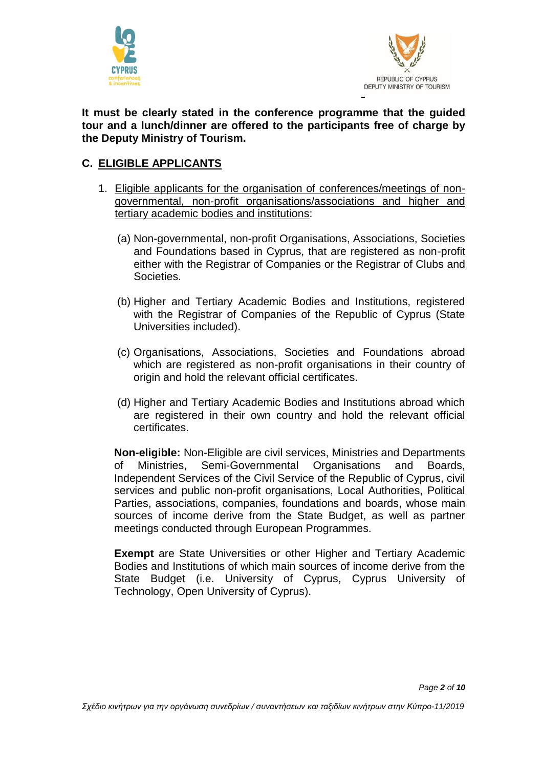**It must be clearly stated in the conference programme that the guided tour and a lunch/dinner are offered to the participants free of charge by the Deputy Ministry of Tourism.**

## C. ELIGIBLE APPLICANTS

1. Eligible applicants for the organisation of conferences/meetings of non-governmental, non-profit organisations/associations and higher and tertiary academic bodies and institutions:

   (a) Non-governmental, non-profit Organisations, Associations, Societies and Foundations based in Cyprus, that are registered as non-profit either with the Registrar of Companies or the Registrar of Clubs and Societies.

   (b) Higher and Tertiary Academic Bodies and Institutions, registered with the Registrar of Companies of the Republic of Cyprus (State Universities included).

   (c) Organisations, Associations, Societies and Foundations abroad which are registered as non-profit organisations in their country of origin and hold the relevant official certificates.

   (d) Higher and Tertiary Academic Bodies and Institutions abroad which are registered in their own country and hold the relevant official certificates.

   **Non-eligible:** Non-Eligible are civil services, Ministries and Departments of Ministries, Semi-Governmental Organisations and Boards, Independent Services of the Civil Service of the Republic of Cyprus, civil services and public non-profit organisations, Local Authorities, Political Parties, associations, companies, foundations and boards, whose main sources of income derive from the State Budget, as well as partner meetings conducted through European Programmes.

   **Exempt** are State Universities or other Higher and Tertiary Academic Bodies and Institutions of which main sources of income derive from the State Budget (i.e. University of Cyprus, Cyprus University of Technology, Open University of Cyprus).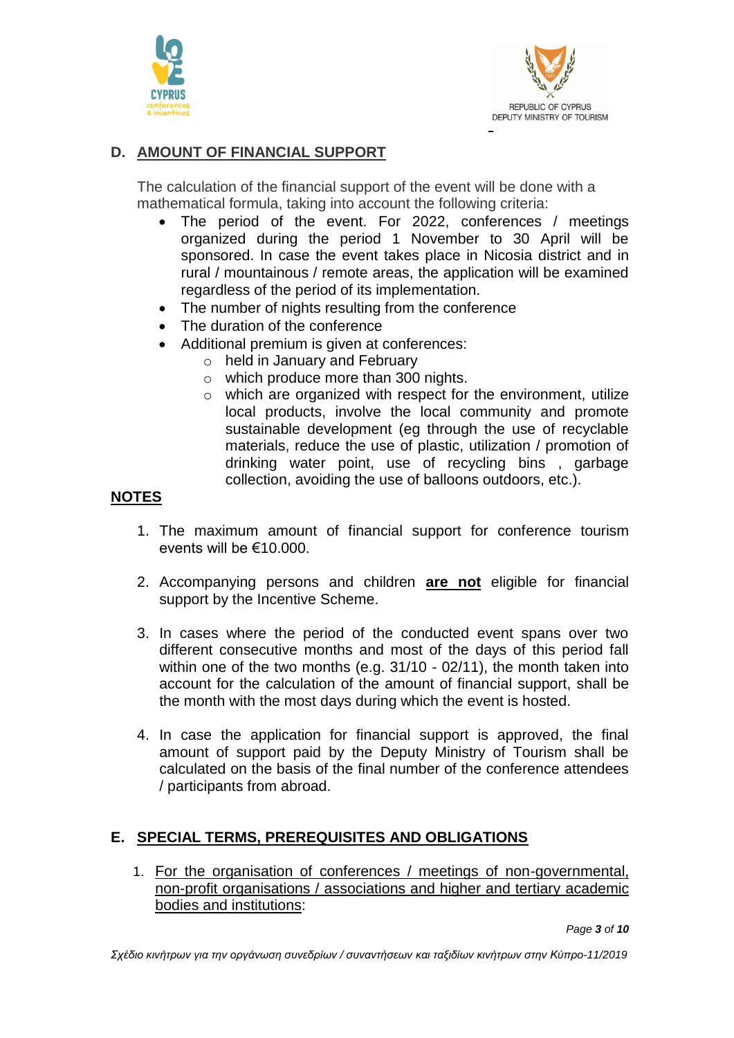## D. AMOUNT OF FINANCIAL SUPPORT

The calculation of the financial support of the event will be done with a mathematical formula, taking into account the following criteria:

- The period of the event. For 2022, conferences / meetings organized during the period 1 November to 30 April will be sponsored. In case the event takes place in Nicosia district and in rural / mountainous / remote areas, the application will be examined regardless of the period of its implementation.
- The number of nights resulting from the conference
- The duration of the conference
- Additional premium is given at conferences:
  - held in January and February
  - which produce more than 300 nights.
  - which are organized with respect for the environment, utilize local products, involve the local community and promote sustainable development (eg through the use of recyclable materials, reduce the use of plastic, utilization / promotion of drinking water point, use of recycling bins , garbage collection, avoiding the use of balloons outdoors, etc.).

**NOTES**

1. The maximum amount of financial support for conference tourism events will be €10.000.

2. Accompanying persons and children **are not** eligible for financial support by the Incentive Scheme.

3. In cases where the period of the conducted event spans over two different consecutive months and most of the days of this period fall within one of the two months (e.g. 31/10 - 02/11), the month taken into account for the calculation of the amount of financial support, shall be the month with the most days during which the event is hosted.

4. In case the application for financial support is approved, the final amount of support paid by the Deputy Ministry of Tourism shall be calculated on the basis of the final number of the conference attendees / participants from abroad.

## E. SPECIAL TERMS, PREREQUISITES AND OBLIGATIONS

1. For the organisation of conferences / meetings of non-governmental, non-profit organisations / associations and higher and tertiary academic bodies and institutions: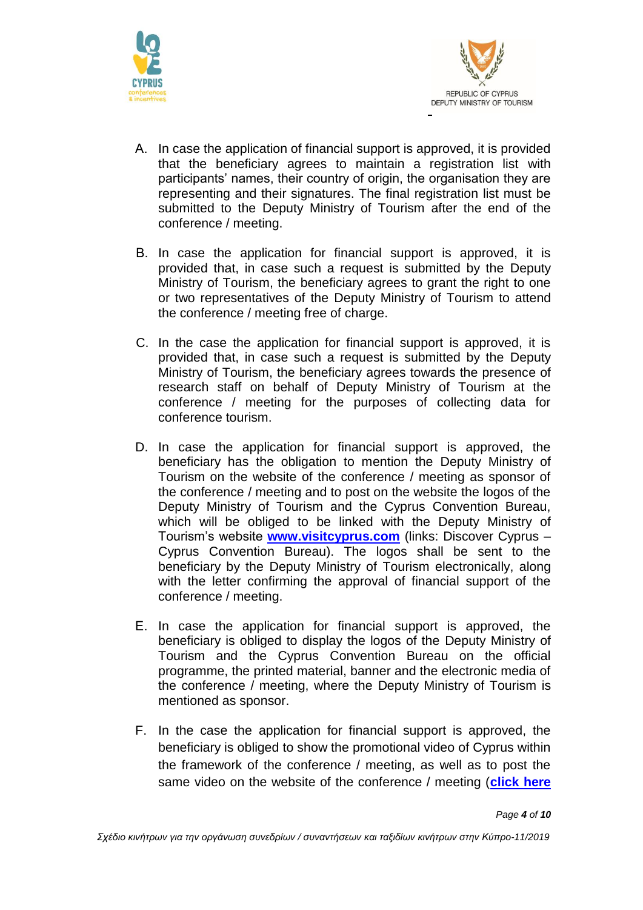A. In case the application of financial support is approved, it is provided that the beneficiary agrees to maintain a registration list with participants' names, their country of origin, the organisation they are representing and their signatures. The final registration list must be submitted to the Deputy Ministry of Tourism after the end of the conference / meeting.

B. In case the application for financial support is approved, it is provided that, in case such a request is submitted by the Deputy Ministry of Tourism, the beneficiary agrees to grant the right to one or two representatives of the Deputy Ministry of Tourism to attend the conference / meeting free of charge.

C. In the case the application for financial support is approved, it is provided that, in case such a request is submitted by the Deputy Ministry of Tourism, the beneficiary agrees towards the presence of research staff on behalf of Deputy Ministry of Tourism at the conference / meeting for the purposes of collecting data for conference tourism.

D. In case the application for financial support is approved, the beneficiary has the obligation to mention the Deputy Ministry of Tourism on the website of the conference / meeting as sponsor of the conference / meeting and to post on the website the logos of the Deputy Ministry of Tourism and the Cyprus Convention Bureau, which will be obliged to be linked with the Deputy Ministry of Tourism's website **www.visitcyprus.com** (links: Discover Cyprus – Cyprus Convention Bureau). The logos shall be sent to the beneficiary by the Deputy Ministry of Tourism electronically, along with the letter confirming the approval of financial support of the conference / meeting.

E. In case the application for financial support is approved, the beneficiary is obliged to display the logos of the Deputy Ministry of Tourism and the Cyprus Convention Bureau on the official programme, the printed material, banner and the electronic media of the conference / meeting, where the Deputy Ministry of Tourism is mentioned as sponsor.

F. In the case the application for financial support is approved, the beneficiary is obliged to show the promotional video of Cyprus within the framework of the conference / meeting, as well as to post the same video on the website of the conference / meeting (**click here**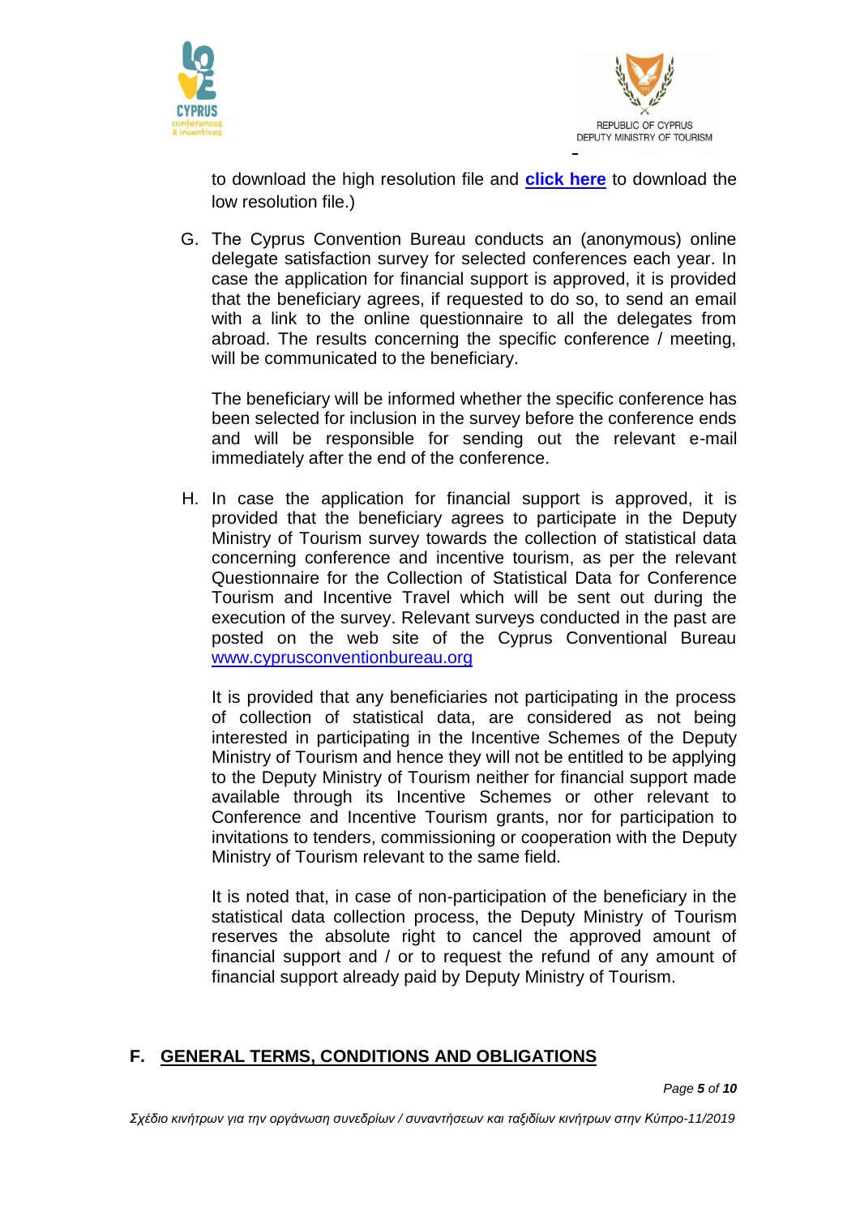to download the high resolution file and **click here** to download the low resolution file.)

G. The Cyprus Convention Bureau conducts an (anonymous) online delegate satisfaction survey for selected conferences each year. In case the application for financial support is approved, it is provided that the beneficiary agrees, if requested to do so, to send an email with a link to the online questionnaire to all the delegates from abroad. The results concerning the specific conference / meeting, will be communicated to the beneficiary.

   The beneficiary will be informed whether the specific conference has been selected for inclusion in the survey before the conference ends and will be responsible for sending out the relevant e-mail immediately after the end of the conference.

H. In case the application for financial support is approved, it is provided that the beneficiary agrees to participate in the Deputy Ministry of Tourism survey towards the collection of statistical data concerning conference and incentive tourism, as per the relevant Questionnaire for the Collection of Statistical Data for Conference Tourism and Incentive Travel which will be sent out during the execution of the survey. Relevant surveys conducted in the past are posted on the web site of the Cyprus Conventional Bureau www.cyprusconventionbureau.org

   It is provided that any beneficiaries not participating in the process of collection of statistical data, are considered as not being interested in participating in the Incentive Schemes of the Deputy Ministry of Tourism and hence they will not be entitled to be applying to the Deputy Ministry of Tourism neither for financial support made available through its Incentive Schemes or other relevant to Conference and Incentive Tourism grants, nor for participation to invitations to tenders, commissioning or cooperation with the Deputy Ministry of Tourism relevant to the same field.

   It is noted that, in case of non-participation of the beneficiary in the statistical data collection process, the Deputy Ministry of Tourism reserves the absolute right to cancel the approved amount of financial support and / or to request the refund of any amount of financial support already paid by Deputy Ministry of Tourism.

## F. GENERAL TERMS, CONDITIONS AND OBLIGATIONS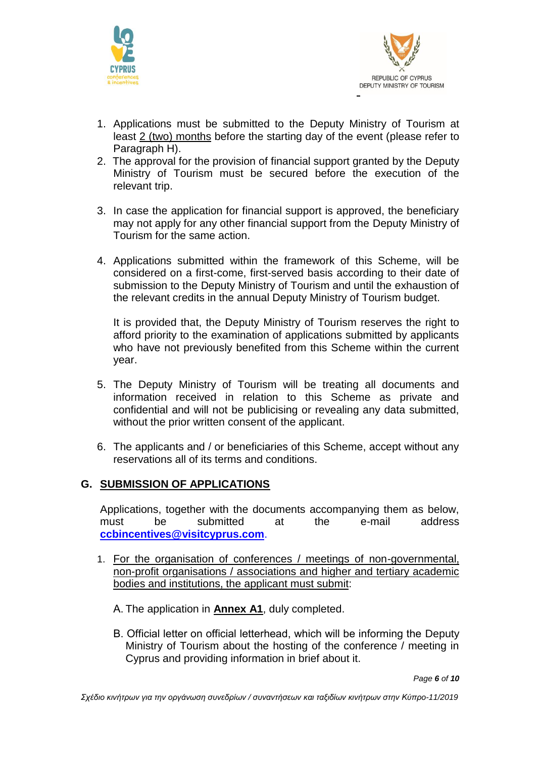1. Applications must be submitted to the Deputy Ministry of Tourism at least 2 (two) months before the starting day of the event (please refer to Paragraph H).
2. The approval for the provision of financial support granted by the Deputy Ministry of Tourism must be secured before the execution of the relevant trip.
3. In case the application for financial support is approved, the beneficiary may not apply for any other financial support from the Deputy Ministry of Tourism for the same action.
4. Applications submitted within the framework of this Scheme, will be considered on a first-come, first-served basis according to their date of submission to the Deputy Ministry of Tourism and until the exhaustion of the relevant credits in the annual Deputy Ministry of Tourism budget.

   It is provided that, the Deputy Ministry of Tourism reserves the right to afford priority to the examination of applications submitted by applicants who have not previously benefited from this Scheme within the current year.
5. The Deputy Ministry of Tourism will be treating all documents and information received in relation to this Scheme as private and confidential and will not be publicising or revealing any data submitted, without the prior written consent of the applicant.
6. The applicants and / or beneficiaries of this Scheme, accept without any reservations all of its terms and conditions.

## G. SUBMISSION OF APPLICATIONS

Applications, together with the documents accompanying them as below, must be submitted at the e-mail address **ccbincentives@visitcyprus.com**.

1. For the organisation of conferences / meetings of non-governmental, non-profit organisations / associations and higher and tertiary academic bodies and institutions, the applicant must submit:

   A. The application in **Annex A1**, duly completed.

   B. Official letter on official letterhead, which will be informing the Deputy Ministry of Tourism about the hosting of the conference / meeting in Cyprus and providing information in brief about it.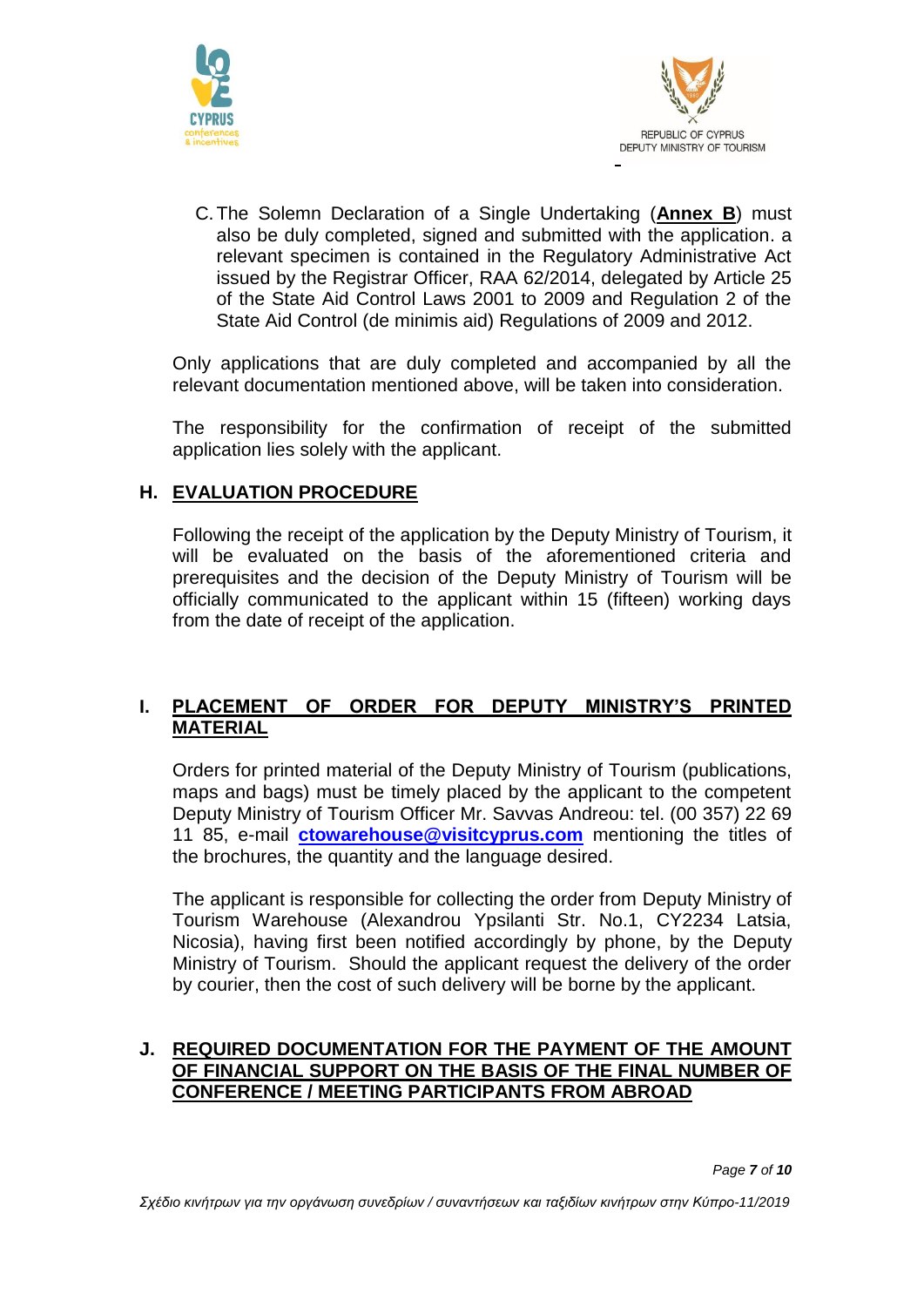C. The Solemn Declaration of a Single Undertaking (**Annex B**) must also be duly completed, signed and submitted with the application. a relevant specimen is contained in the Regulatory Administrative Act issued by the Registrar Officer, RAA 62/2014, delegated by Article 25 of the State Aid Control Laws 2001 to 2009 and Regulation 2 of the State Aid Control (de minimis aid) Regulations of 2009 and 2012.

Only applications that are duly completed and accompanied by all the relevant documentation mentioned above, will be taken into consideration.

The responsibility for the confirmation of receipt of the submitted application lies solely with the applicant.

## H. EVALUATION PROCEDURE

Following the receipt of the application by the Deputy Ministry of Tourism, it will be evaluated on the basis of the aforementioned criteria and prerequisites and the decision of the Deputy Ministry of Tourism will be officially communicated to the applicant within 15 (fifteen) working days from the date of receipt of the application.

## I. PLACEMENT OF ORDER FOR DEPUTY MINISTRY'S PRINTED MATERIAL

Orders for printed material of the Deputy Ministry of Tourism (publications, maps and bags) must be timely placed by the applicant to the competent Deputy Ministry of Tourism Officer Mr. Savvas Andreou: tel. (00 357) 22 69 11 85, e-mail **ctowarehouse@visitcyprus.com** mentioning the titles of the brochures, the quantity and the language desired.

The applicant is responsible for collecting the order from Deputy Ministry of Tourism Warehouse (Alexandrou Ypsilanti Str. No.1, CY2234 Latsia, Nicosia), having first been notified accordingly by phone, by the Deputy Ministry of Tourism. Should the applicant request the delivery of the order by courier, then the cost of such delivery will be borne by the applicant.

## J. REQUIRED DOCUMENTATION FOR THE PAYMENT OF THE AMOUNT OF FINANCIAL SUPPORT ON THE BASIS OF THE FINAL NUMBER OF CONFERENCE / MEETING PARTICIPANTS FROM ABROAD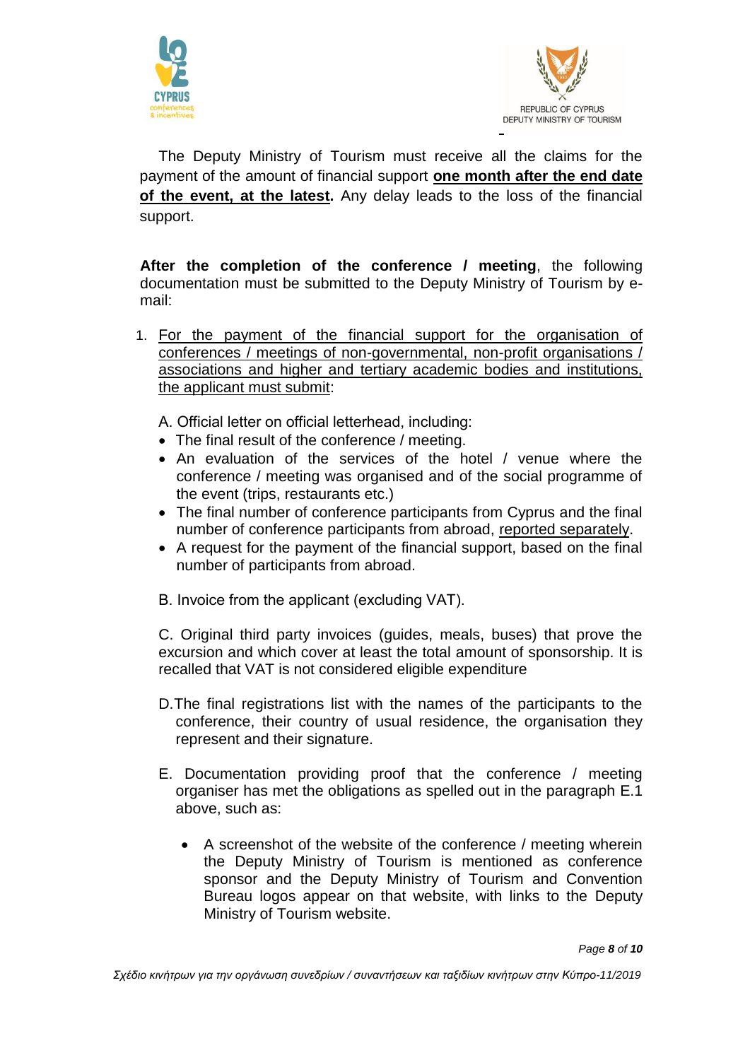The Deputy Ministry of Tourism must receive all the claims for the payment of the amount of financial support **one month after the end date of the event, at the latest.** Any delay leads to the loss of the financial support.

**After the completion of the conference / meeting**, the following documentation must be submitted to the Deputy Ministry of Tourism by e-mail:

1. For the payment of the financial support for the organisation of conferences / meetings of non-governmental, non-profit organisations / associations and higher and tertiary academic bodies and institutions, the applicant must submit:

   A. Official letter on official letterhead, including:
   - The final result of the conference / meeting.
   - An evaluation of the services of the hotel / venue where the conference / meeting was organised and of the social programme of the event (trips, restaurants etc.)
   - The final number of conference participants from Cyprus and the final number of conference participants from abroad, reported separately.
   - A request for the payment of the financial support, based on the final number of participants from abroad.

   B. Invoice from the applicant (excluding VAT).

   C. Original third party invoices (guides, meals, buses) that prove the excursion and which cover at least the total amount of sponsorship. It is recalled that VAT is not considered eligible expenditure

   D. The final registrations list with the names of the participants to the conference, their country of usual residence, the organisation they represent and their signature.

   E. Documentation providing proof that the conference / meeting organiser has met the obligations as spelled out in the paragraph E.1 above, such as:

      - A screenshot of the website of the conference / meeting wherein the Deputy Ministry of Tourism is mentioned as conference sponsor and the Deputy Ministry of Tourism and Convention Bureau logos appear on that website, with links to the Deputy Ministry of Tourism website.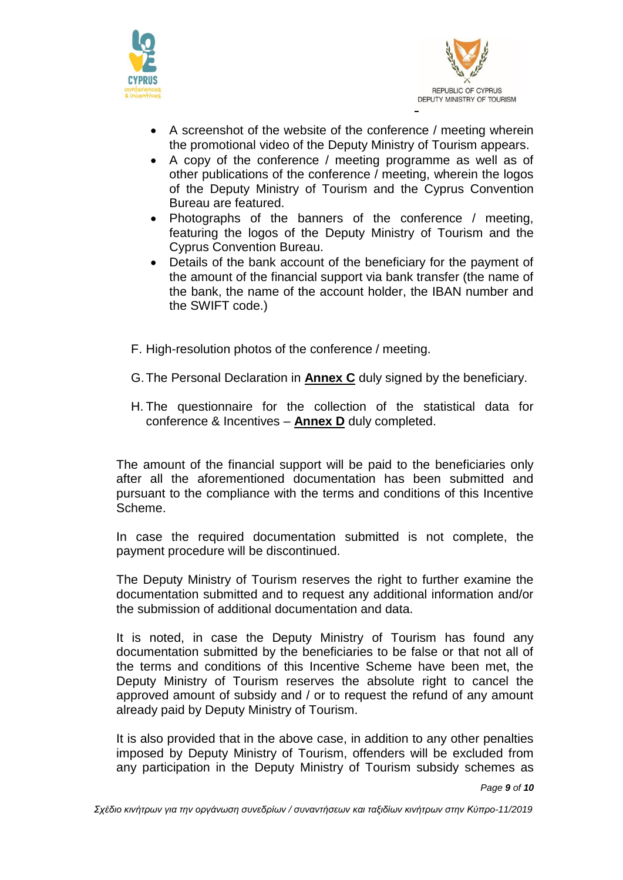- A screenshot of the website of the conference / meeting wherein the promotional video of the Deputy Ministry of Tourism appears.
- A copy of the conference / meeting programme as well as of other publications of the conference / meeting, wherein the logos of the Deputy Ministry of Tourism and the Cyprus Convention Bureau are featured.
- Photographs of the banners of the conference / meeting, featuring the logos of the Deputy Ministry of Tourism and the Cyprus Convention Bureau.
- Details of the bank account of the beneficiary for the payment of the amount of the financial support via bank transfer (the name of the bank, the name of the account holder, the IBAN number and the SWIFT code.)

F. High-resolution photos of the conference / meeting.

G. The Personal Declaration in **Annex C** duly signed by the beneficiary.

H. The questionnaire for the collection of the statistical data for conference & Incentives – **Annex D** duly completed.

The amount of the financial support will be paid to the beneficiaries only after all the aforementioned documentation has been submitted and pursuant to the compliance with the terms and conditions of this Incentive Scheme.

In case the required documentation submitted is not complete, the payment procedure will be discontinued.

The Deputy Ministry of Tourism reserves the right to further examine the documentation submitted and to request any additional information and/or the submission of additional documentation and data.

It is noted, in case the Deputy Ministry of Tourism has found any documentation submitted by the beneficiaries to be false or that not all of the terms and conditions of this Incentive Scheme have been met, the Deputy Ministry of Tourism reserves the absolute right to cancel the approved amount of subsidy and / or to request the refund of any amount already paid by Deputy Ministry of Tourism.

It is also provided that in the above case, in addition to any other penalties imposed by Deputy Ministry of Tourism, offenders will be excluded from any participation in the Deputy Ministry of Tourism subsidy schemes as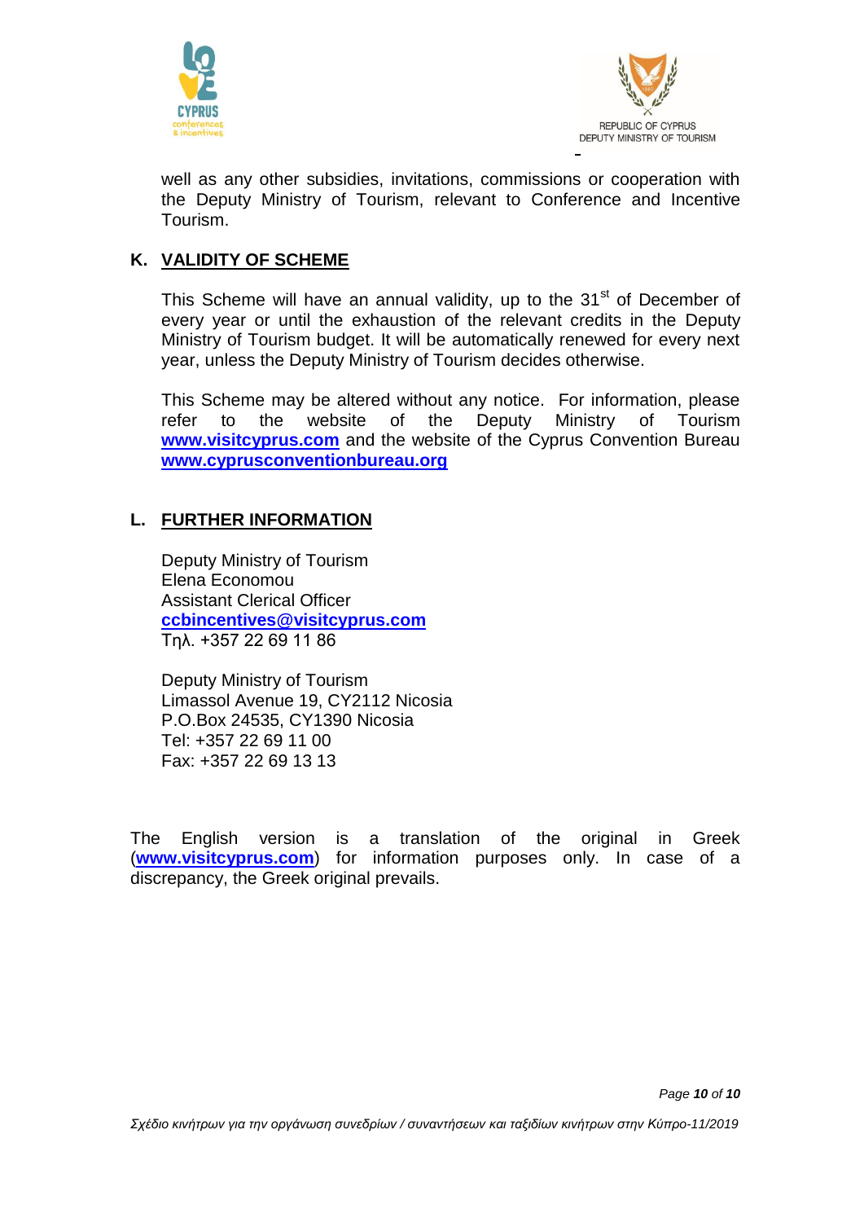well as any other subsidies, invitations, commissions or cooperation with the Deputy Ministry of Tourism, relevant to Conference and Incentive Tourism.

## K. VALIDITY OF SCHEME

This Scheme will have an annual validity, up to the 31st of December of every year or until the exhaustion of the relevant credits in the Deputy Ministry of Tourism budget. It will be automatically renewed for every next year, unless the Deputy Ministry of Tourism decides otherwise.

This Scheme may be altered without any notice. For information, please refer to the website of the Deputy Ministry of Tourism **www.visitcyprus.com** and the website of the Cyprus Convention Bureau **www.cyprusconventionbureau.org**

## L. FURTHER INFORMATION

Deputy Ministry of Tourism
Elena Economou
Assistant Clerical Officer
**ccbincentives@visitcyprus.com**
Τηλ. +357 22 69 11 86

Deputy Ministry of Tourism
Limassol Avenue 19, CY2112 Nicosia
P.O.Box 24535, CY1390 Nicosia
Tel: +357 22 69 11 00
Fax: +357 22 69 13 13

The English version is a translation of the original in Greek (**www.visitcyprus.com**) for information purposes only. In case of a discrepancy, the Greek original prevails.